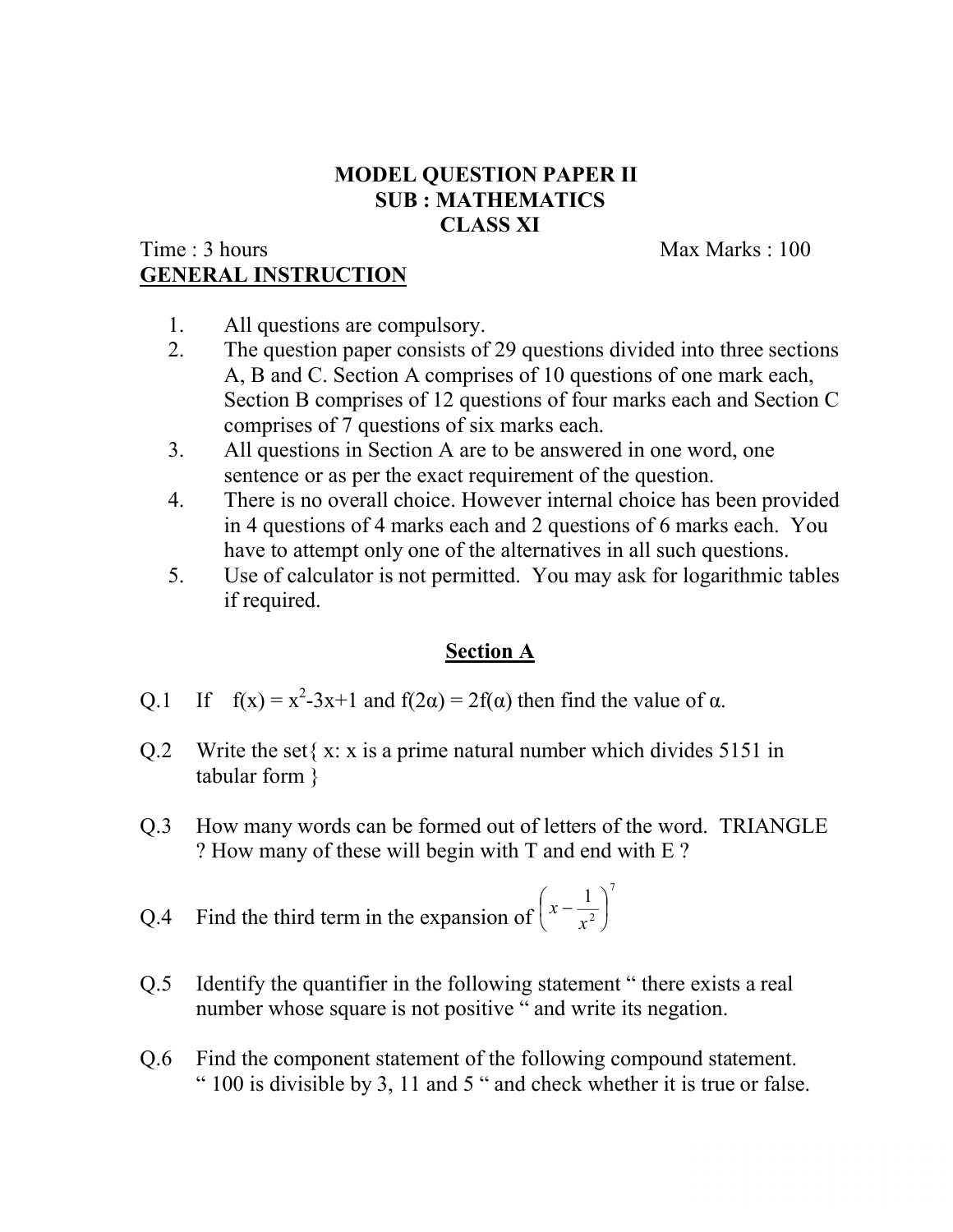# MODEL QUESTION PAPER II
## SUB : MATHEMATICS
## CLASS XI

Time : 3 hours Max Marks : 100

**GENERAL INSTRUCTION**

1. All questions are compulsory.
2. The question paper consists of 29 questions divided into three sections A, B and C. Section A comprises of 10 questions of one mark each, Section B comprises of 12 questions of four marks each and Section C comprises of 7 questions of six marks each.
3. All questions in Section A are to be answered in one word, one sentence or as per the exact requirement of the question.
4. There is no overall choice. However internal choice has been provided in 4 questions of 4 marks each and 2 questions of 6 marks each. You have to attempt only one of the alternatives in all such questions.
5. Use of calculator is not permitted. You may ask for logarithmic tables if required.

## Section A

Q.1 If $f(x) = x^2-3x+1$ and $f(2\alpha) = 2f(\alpha)$ then find the value of $\alpha$.

Q.2 Write the set{ x: x is a prime natural number which divides 5151 in tabular form }

Q.3 How many words can be formed out of letters of the word. TRIANGLE ? How many of these will begin with T and end with E ?

Q.4 Find the third term in the expansion of $\left(x - \frac{1}{x^2}\right)^7$

Q.5 Identify the quantifier in the following statement " there exists a real number whose square is not positive " and write its negation.

Q.6 Find the component statement of the following compound statement. " 100 is divisible by 3, 11 and 5 " and check whether it is true or false.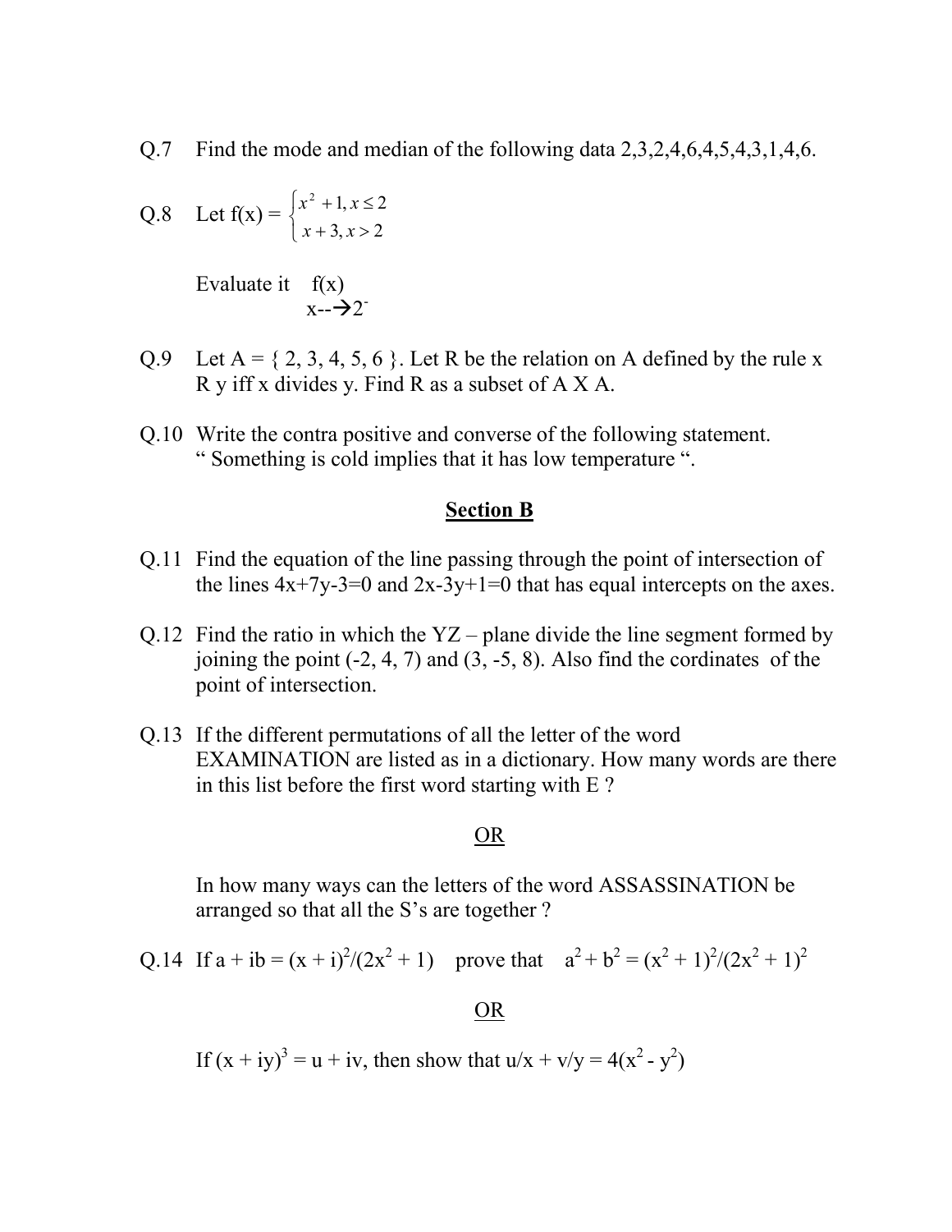Q.7 Find the mode and median of the following data 2,3,2,4,6,4,5,4,3,1,4,6.

Q.8 Let f(x) = $\begin{cases} x^2 + 1, x \leq 2 \\ x + 3, x > 2 \end{cases}$

Evaluate it $\lim_{x \to 2^-} f(x)$

Q.9 Let A = { 2, 3, 4, 5, 6 }. Let R be the relation on A defined by the rule x R y iff x divides y. Find R as a subset of A X A.

Q.10 Write the contra positive and converse of the following statement. " Something is cold implies that it has low temperature ".

## Section B

Q.11 Find the equation of the line passing through the point of intersection of the lines 4x+7y-3=0 and 2x-3y+1=0 that has equal intercepts on the axes.

Q.12 Find the ratio in which the YZ – plane divide the line segment formed by joining the point (-2, 4, 7) and (3, -5, 8). Also find the cordinates of the point of intersection.

Q.13 If the different permutations of all the letter of the word EXAMINATION are listed as in a dictionary. How many words are there in this list before the first word starting with E ?

OR

In how many ways can the letters of the word ASSASSINATION be arranged so that all the S's are together ?

Q.14 If $a + ib = (x + i)^2/(2x^2 + 1)$ prove that $a^2 + b^2 = (x^2 + 1)^2/(2x^2 + 1)^2$

OR

If $(x + iy)^3 = u + iv$, then show that $u/x + v/y = 4(x^2 - y^2)$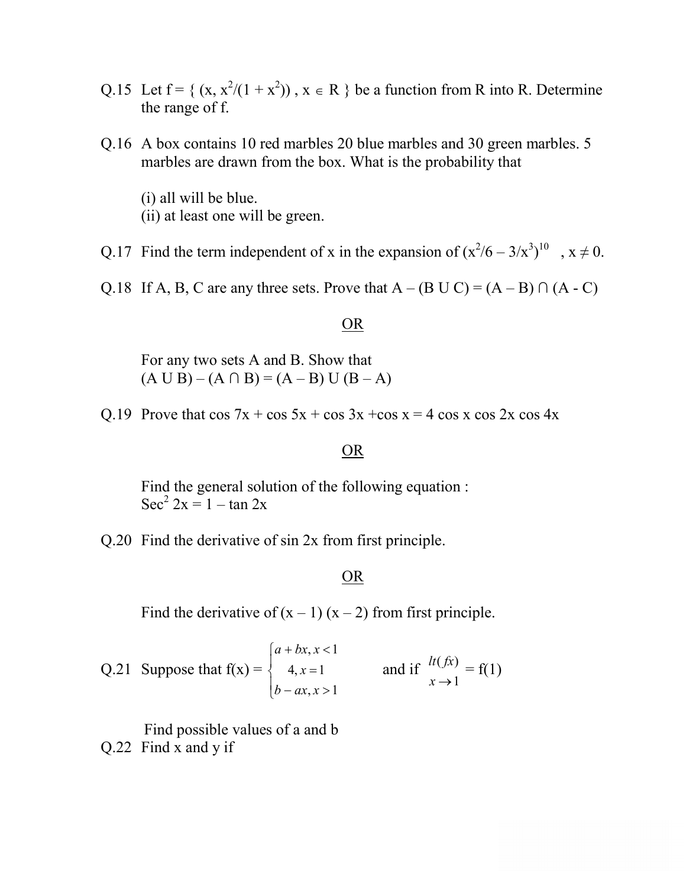Q.15 Let f = { (x, $x^2/(1 + x^2)$) , $x \in R$ } be a function from R into R. Determine the range of f.

Q.16 A box contains 10 red marbles 20 blue marbles and 30 green marbles. 5 marbles are drawn from the box. What is the probability that

(i) all will be blue.
(ii) at least one will be green.

Q.17 Find the term independent of x in the expansion of $(x^2/6 - 3/x^3)^{10}$ , $x \neq 0$.

Q.18 If A, B, C are any three sets. Prove that $A - (B \cup C) = (A - B) \cap (A - C)$

OR

For any two sets A and B. Show that
$(A \cup B) - (A \cap B) = (A - B) \cup (B - A)$

Q.19 Prove that cos 7x + cos 5x + cos 3x +cos x = 4 cos x cos 2x cos 4x

OR

Find the general solution of the following equation :
$\text{Sec}^2 2x = 1 - \tan 2x$

Q.20 Find the derivative of sin 2x from first principle.

OR

Find the derivative of (x – 1) (x – 2) from first principle.

Q.21 Suppose that f(x) = $\begin{cases} a + bx, x < 1 \\ 4, x = 1 \\ b - ax, x > 1 \end{cases}$ and if $\underset{x \to 1}{lt(fx)}$ = f(1)

Find possible values of a and b

Q.22 Find x and y if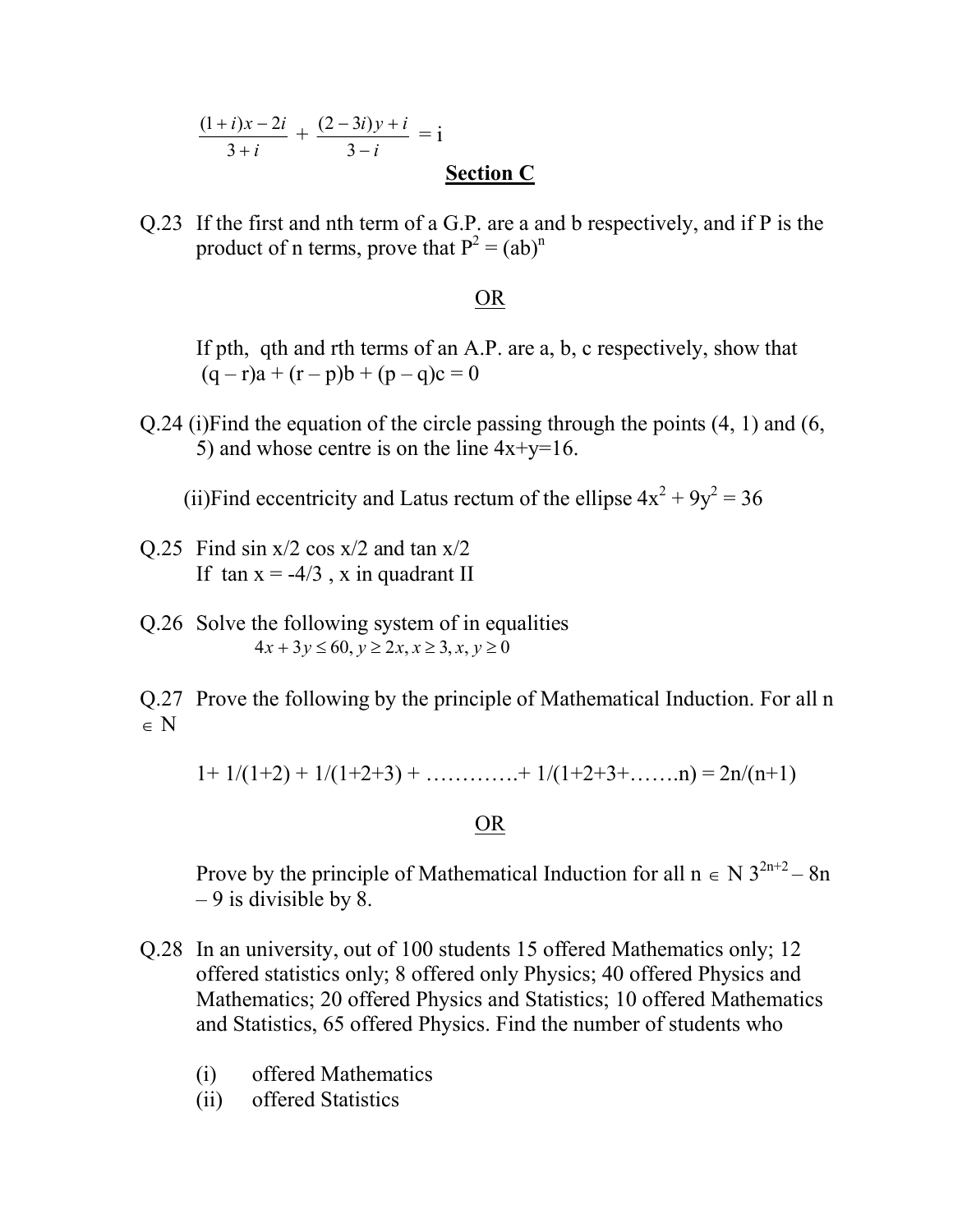$$\frac{(1+i)x-2i}{3+i}+\frac{(2-3i)y+i}{3-i}=\text{i}$$

## Section C

Q.23 If the first and nth term of a G.P. are a and b respectively, and if P is the product of n terms, prove that $P^2 = (ab)^n$

OR

If pth, qth and rth terms of an A.P. are a, b, c respectively, show that $(q – r)a + (r – p)b + (p – q)c = 0$

Q.24 (i)Find the equation of the circle passing through the points (4, 1) and (6, 5) and whose centre is on the line $4x+y=16$.

(ii)Find eccentricity and Latus rectum of the ellipse $4x^2 + 9y^2 = 36$

Q.25 Find sin x/2 cos x/2 and tan x/2
If tan x = -4/3 , x in quadrant II

Q.26 Solve the following system of in equalities

$$4x+3y\le 60,\ y\ge 2x,\ x\ge 3,\ x,\ y\ge 0$$

Q.27 Prove the following by the principle of Mathematical Induction. For all $n \in N$

$$1+ 1/(1+2) + 1/(1+2+3) + \ldots\ldots\ldots\ldots + 1/(1+2+3+\ldots\ldots.n) = 2n/(n+1)$$

OR

Prove by the principle of Mathematical Induction for all $n \in N$ $3^{2n+2} – 8n – 9$ is divisible by 8.

Q.28 In an university, out of 100 students 15 offered Mathematics only; 12 offered statistics only; 8 offered only Physics; 40 offered Physics and Mathematics; 20 offered Physics and Statistics; 10 offered Mathematics and Statistics, 65 offered Physics. Find the number of students who

(i) offered Mathematics
(ii) offered Statistics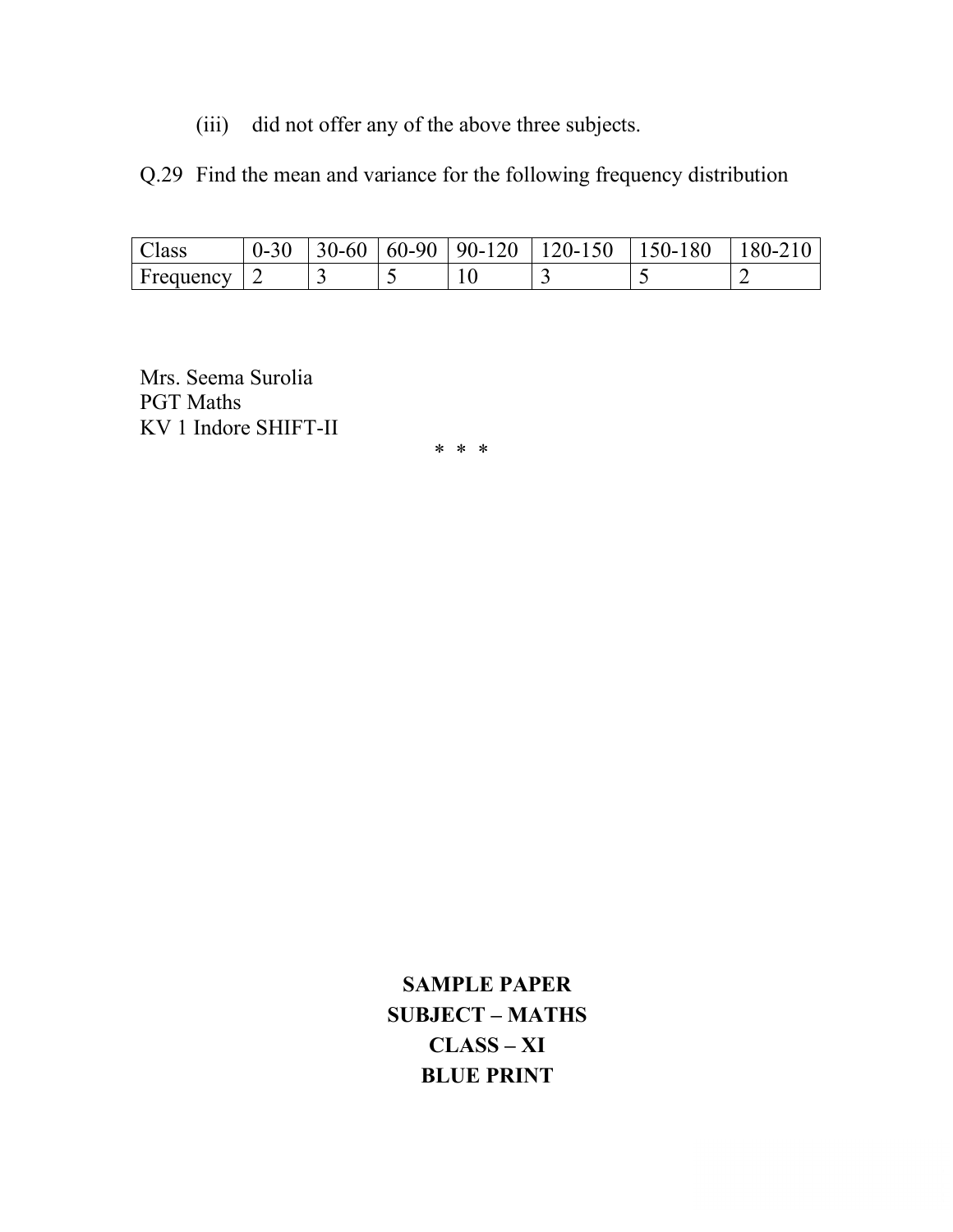(iii) did not offer any of the above three subjects.

Q.29 Find the mean and variance for the following frequency distribution

| Class | 0-30 | 30-60 | 60-90 | 90-120 | 120-150 | 150-180 | 180-210 |
|---|---|---|---|---|---|---|---|
| Frequency | 2 | 3 | 5 | 10 | 3 | 5 | 2 |

Mrs. Seema Surolia
PGT Maths
KV 1 Indore SHIFT-II

\* \* \*

**SAMPLE PAPER**
**SUBJECT – MATHS**
**CLASS – XI**
**BLUE PRINT**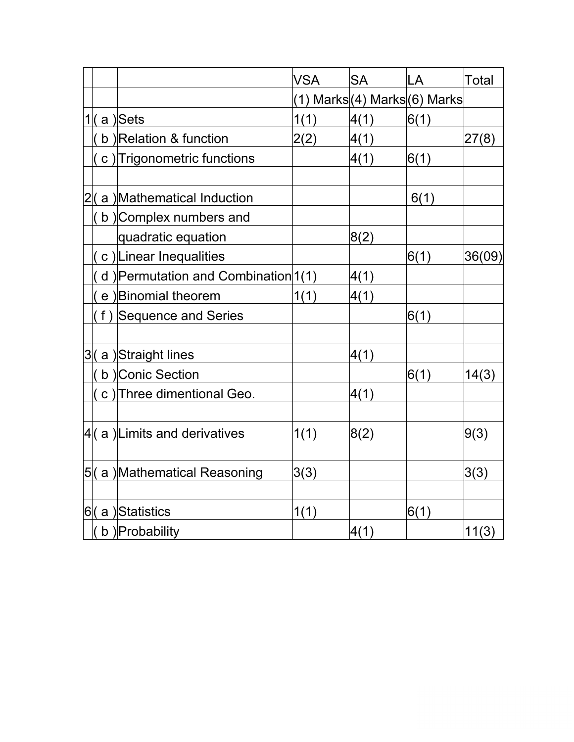| | | | VSA | SA | LA | Total |
|---|---|---|---|---|---|---|
| | | | (1) Marks | (4) Marks | (6) Marks | |
| 1 | ( a ) | Sets | 1(1) | 4(1) | 6(1) | |
| | ( b ) | Relation & function | 2(2) | 4(1) | | 27(8) |
| | ( c ) | Trigonometric functions | | 4(1) | 6(1) | |
| | | | | | | |
| 2 | ( a ) | Mathematical Induction | | | 6(1) | |
| | ( b ) | Complex numbers and | | | | |
| | | quadratic equation | | 8(2) | | |
| | ( c ) | Linear Inequalities | | | 6(1) | 36(09) |
| | ( d ) | Permutation and Combination | 1(1) | 4(1) | | |
| | ( e ) | Binomial theorem | 1(1) | 4(1) | | |
| | ( f ) | Sequence and Series | | | 6(1) | |
| | | | | | | |
| 3 | ( a ) | Straight lines | | 4(1) | | |
| | ( b ) | Conic Section | | | 6(1) | 14(3) |
| | ( c ) | Three dimentional Geo. | | 4(1) | | |
| | | | | | | |
| 4 | ( a ) | Limits and derivatives | 1(1) | 8(2) | | 9(3) |
| | | | | | | |
| 5 | ( a ) | Mathematical Reasoning | 3(3) | | | 3(3) |
| | | | | | | |
| 6 | ( a ) | Statistics | 1(1) | | 6(1) | |
| | ( b ) | Probability | | 4(1) | | 11(3) |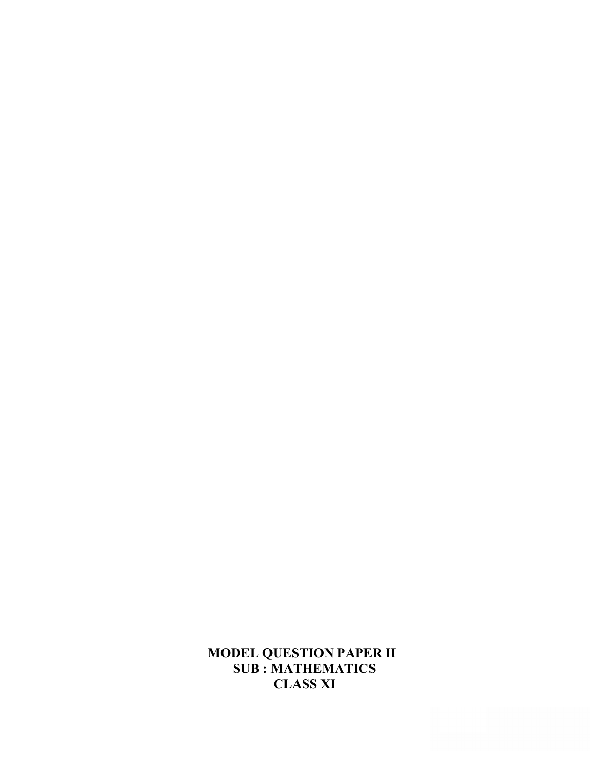# MODEL QUESTION PAPER II
## SUB : MATHEMATICS
## CLASS XI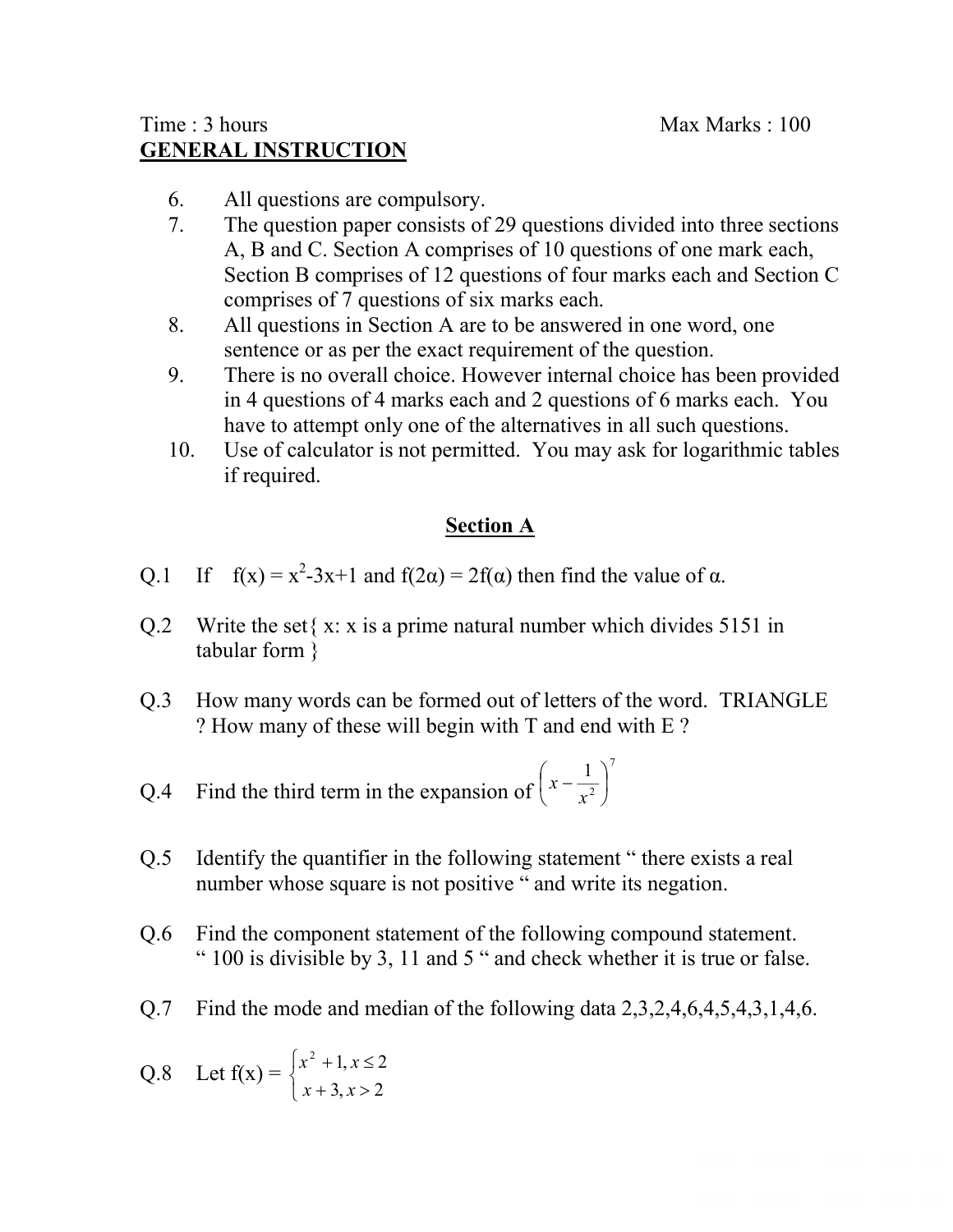Time : 3 hours Max Marks : 100

**GENERAL INSTRUCTION**

6. All questions are compulsory.
7. The question paper consists of 29 questions divided into three sections A, B and C. Section A comprises of 10 questions of one mark each, Section B comprises of 12 questions of four marks each and Section C comprises of 7 questions of six marks each.
8. All questions in Section A are to be answered in one word, one sentence or as per the exact requirement of the question.
9. There is no overall choice. However internal choice has been provided in 4 questions of 4 marks each and 2 questions of 6 marks each. You have to attempt only one of the alternatives in all such questions.
10. Use of calculator is not permitted. You may ask for logarithmic tables if required.

## Section A

Q.1 If $f(x) = x^2-3x+1$ and $f(2\alpha) = 2f(\alpha)$ then find the value of $\alpha$.

Q.2 Write the set{ x: x is a prime natural number which divides 5151 in tabular form }

Q.3 How many words can be formed out of letters of the word. TRIANGLE ? How many of these will begin with T and end with E ?

Q.4 Find the third term in the expansion of $\left(x - \frac{1}{x^2}\right)^7$

Q.5 Identify the quantifier in the following statement " there exists a real number whose square is not positive " and write its negation.

Q.6 Find the component statement of the following compound statement. " 100 is divisible by 3, 11 and 5 " and check whether it is true or false.

Q.7 Find the mode and median of the following data 2,3,2,4,6,4,5,4,3,1,4,6.

Q.8 Let $f(x) = \begin{cases} x^2+1, x \le 2 \\ x+3, x > 2 \end{cases}$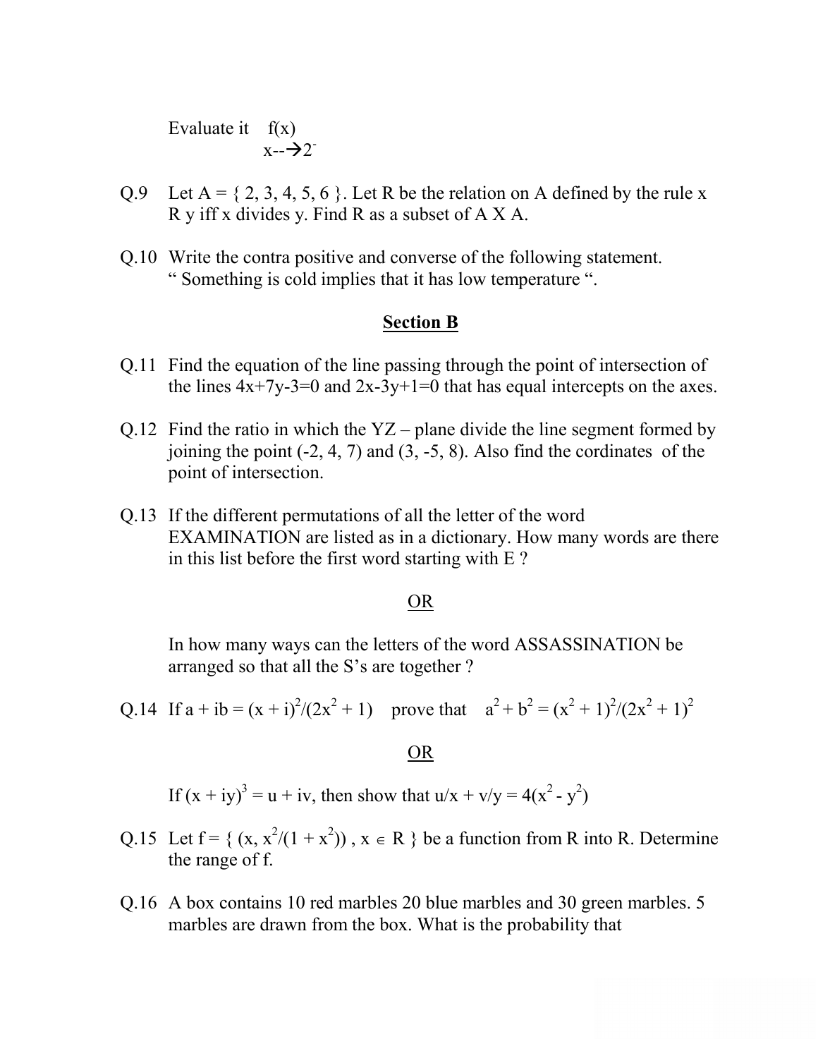Evaluate it $\lim_{x \to 2^-} f(x)$

Q.9 Let A = { 2, 3, 4, 5, 6 }. Let R be the relation on A defined by the rule x R y iff x divides y. Find R as a subset of A X A.

Q.10 Write the contra positive and converse of the following statement. " Something is cold implies that it has low temperature ".

## Section B

Q.11 Find the equation of the line passing through the point of intersection of the lines $4x+7y-3=0$ and $2x-3y+1=0$ that has equal intercepts on the axes.

Q.12 Find the ratio in which the YZ – plane divide the line segment formed by joining the point (-2, 4, 7) and (3, -5, 8). Also find the cordinates of the point of intersection.

Q.13 If the different permutations of all the letter of the word EXAMINATION are listed as in a dictionary. How many words are there in this list before the first word starting with E ?

OR

In how many ways can the letters of the word ASSASSINATION be arranged so that all the S's are together ?

Q.14 If $a + ib = (x + i)^2/(2x^2 + 1)$ prove that $a^2 + b^2 = (x^2 + 1)^2/(2x^2 + 1)^2$

OR

If $(x + iy)^3 = u + iv$, then show that $u/x + v/y = 4(x^2 - y^2)$

Q.15 Let f = { $(x, x^2/(1 + x^2))$ , $x \in R$ } be a function from R into R. Determine the range of f.

Q.16 A box contains 10 red marbles 20 blue marbles and 30 green marbles. 5 marbles are drawn from the box. What is the probability that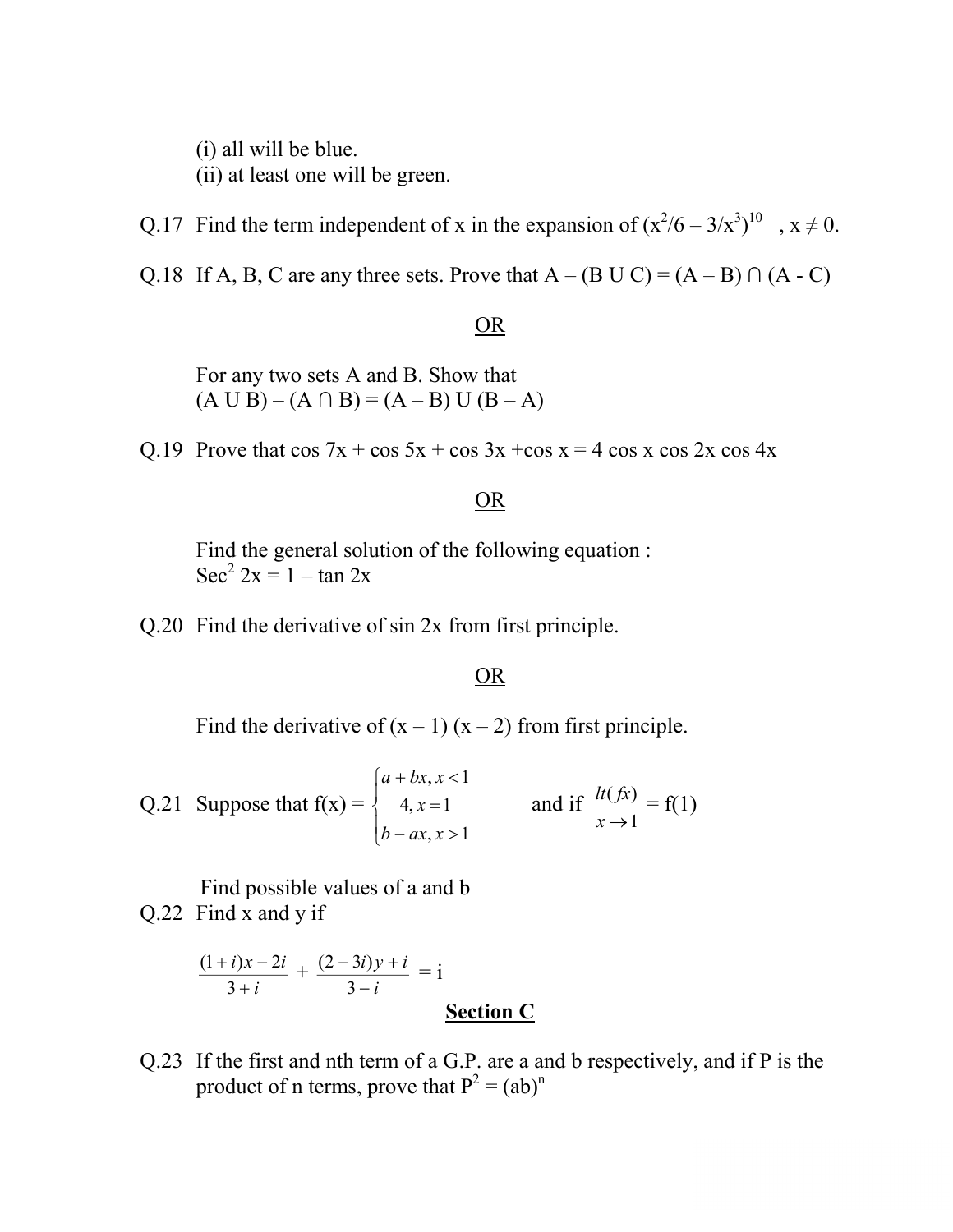(i) all will be blue.
(ii) at least one will be green.

Q.17 Find the term independent of x in the expansion of $(x^2/6 - 3/x^3)^{10}$ , $x \neq 0$.

Q.18 If A, B, C are any three sets. Prove that $A - (B \cup C) = (A - B) \cap (A - C)$

OR

For any two sets A and B. Show that
$(A \cup B) - (A \cap B) = (A - B) \cup (B - A)$

Q.19 Prove that $\cos 7x + \cos 5x + \cos 3x + \cos x = 4 \cos x \cos 2x \cos 4x$

OR

Find the general solution of the following equation :
$\sec^2 2x = 1 - \tan 2x$

Q.20 Find the derivative of $\sin 2x$ from first principle.

OR

Find the derivative of $(x - 1)(x - 2)$ from first principle.

Q.21 Suppose that $f(x) = \begin{cases} a + bx, x < 1 \\ 4, x = 1 \\ b - ax, x > 1 \end{cases}$ and if $\underset{x \to 1}{lt(fx)} = f(1)$

Find possible values of a and b

Q.22 Find x and y if

$$\frac{(1+i)x - 2i}{3+i} + \frac{(2-3i)y + i}{3-i} = i$$

## Section C

Q.23 If the first and nth term of a G.P. are a and b respectively, and if P is the product of n terms, prove that $P^2 = (ab)^n$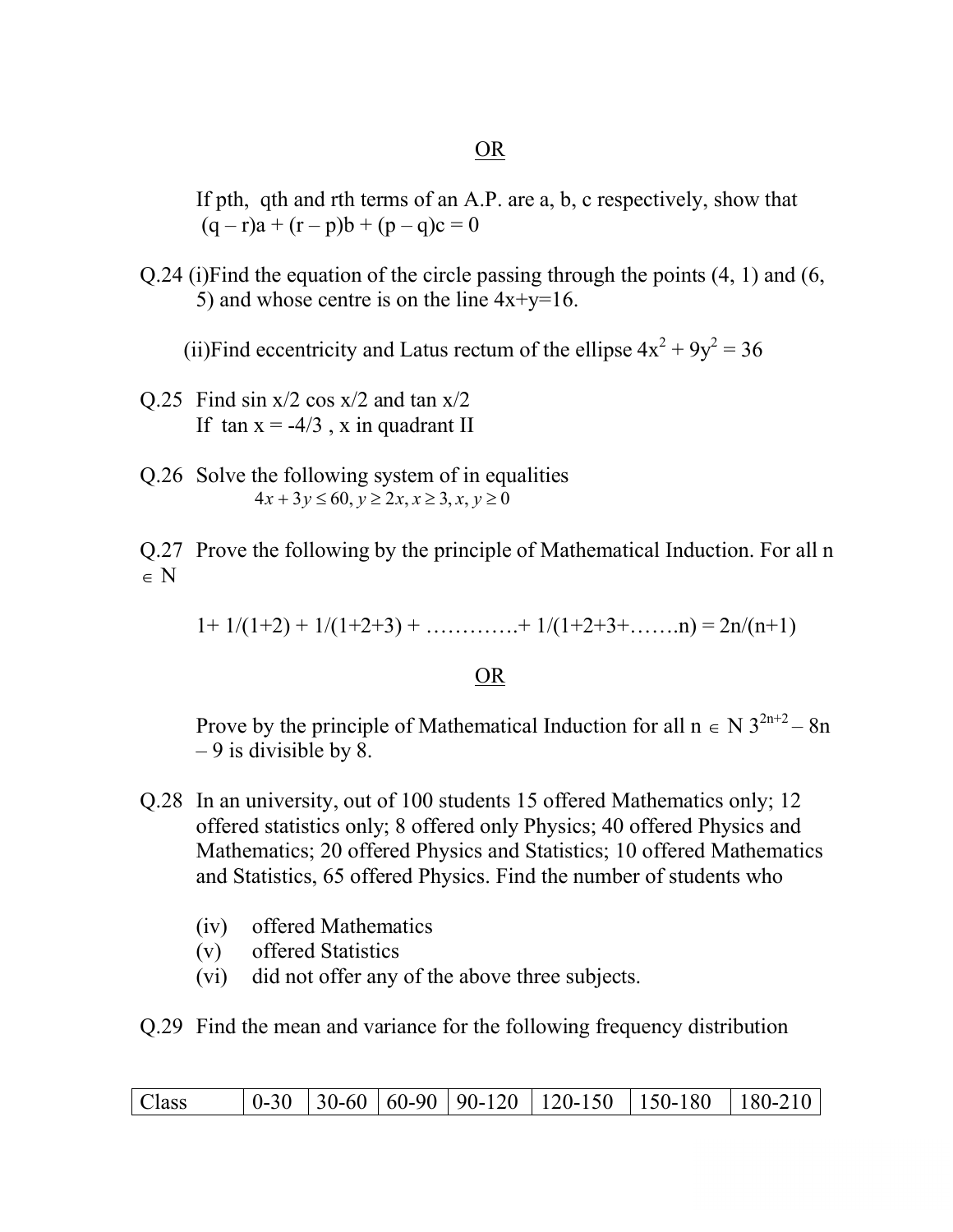OR

If pth, qth and rth terms of an A.P. are a, b, c respectively, show that $(q - r)a + (r - p)b + (p - q)c = 0$

Q.24 (i)Find the equation of the circle passing through the points (4, 1) and (6, 5) and whose centre is on the line $4x+y=16$.

(ii)Find eccentricity and Latus rectum of the ellipse $4x^2 + 9y^2 = 36$

Q.25 Find sin x/2 cos x/2 and tan x/2
If tan x = -4/3 , x in quadrant II

Q.26 Solve the following system of in equalities

$$4x + 3y \leq 60, y \geq 2x, x \geq 3, x, y \geq 0$$

Q.27 Prove the following by the principle of Mathematical Induction. For all $n \in N$

$$1 + 1/(1+2) + 1/(1+2+3) + \ldots\ldots\ldots\ldots + 1/(1+2+3+\ldots\ldots.n) = 2n/(n+1)$$

OR

Prove by the principle of Mathematical Induction for all $n \in N$ $3^{2n+2} - 8n - 9$ is divisible by 8.

Q.28 In an university, out of 100 students 15 offered Mathematics only; 12 offered statistics only; 8 offered only Physics; 40 offered Physics and Mathematics; 20 offered Physics and Statistics; 10 offered Mathematics and Statistics, 65 offered Physics. Find the number of students who

(iv) offered Mathematics
(v) offered Statistics
(vi) did not offer any of the above three subjects.

Q.29 Find the mean and variance for the following frequency distribution

| Class | 0-30 | 30-60 | 60-90 | 90-120 | 120-150 | 150-180 | 180-210 |
|---|---|---|---|---|---|---|---|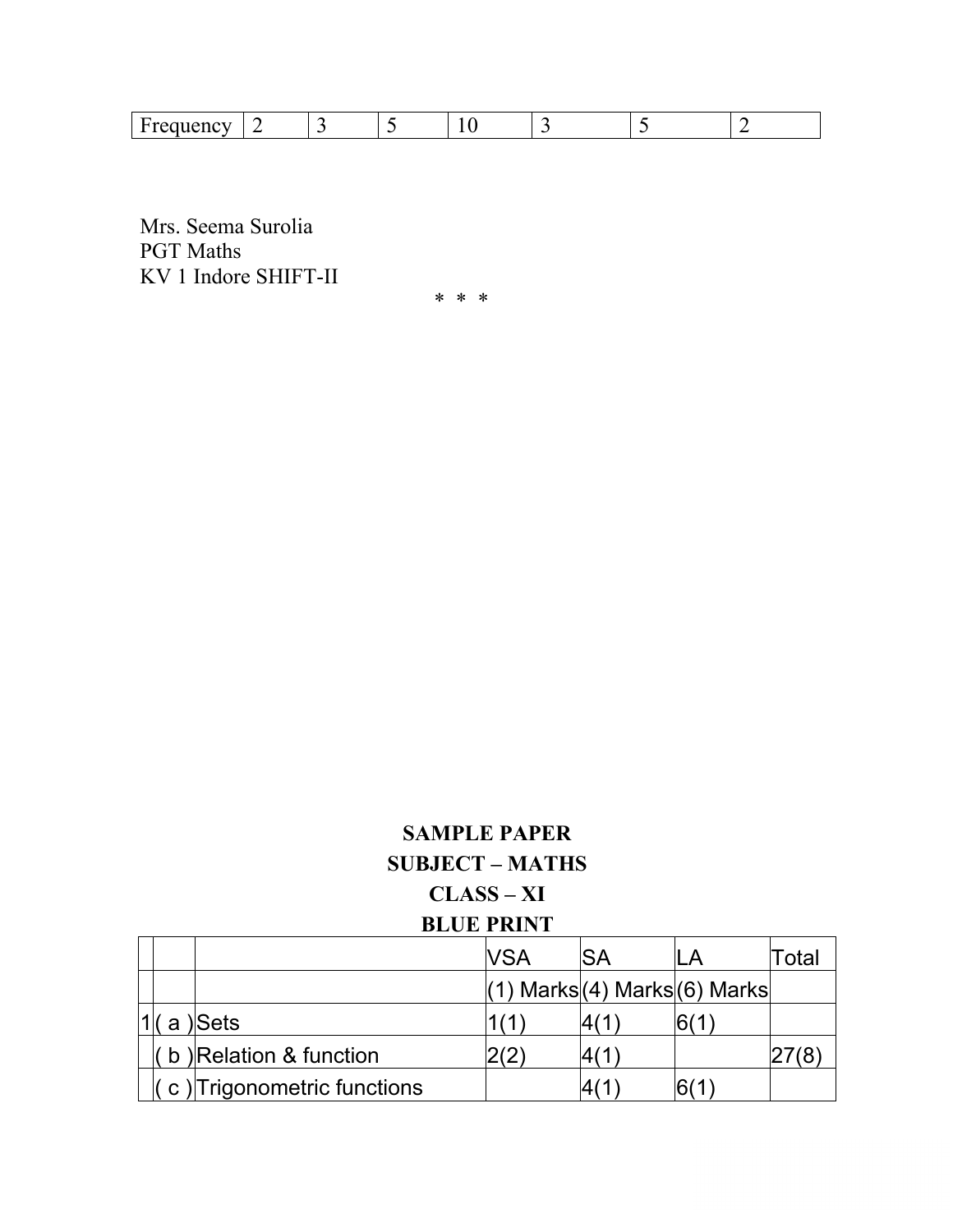| Frequency | 2 | 3 | 5 | 10 | 3 | 5 | 2 |
|---|---|---|---|---|---|---|---|

Mrs. Seema Surolia
PGT Maths
KV 1 Indore SHIFT-II

\* \* \*

**SAMPLE PAPER**

**SUBJECT – MATHS**

**CLASS – XI**

**BLUE PRINT**

| | | | VSA | SA | LA | Total |
|---|---|---|---|---|---|---|
| | | | (1) Marks | (4) Marks | (6) Marks | |
| 1 | ( a ) | Sets | 1(1) | 4(1) | 6(1) | |
| | ( b ) | Relation & function | 2(2) | 4(1) | | 27(8) |
| | ( c ) | Trigonometric functions | | 4(1) | 6(1) | |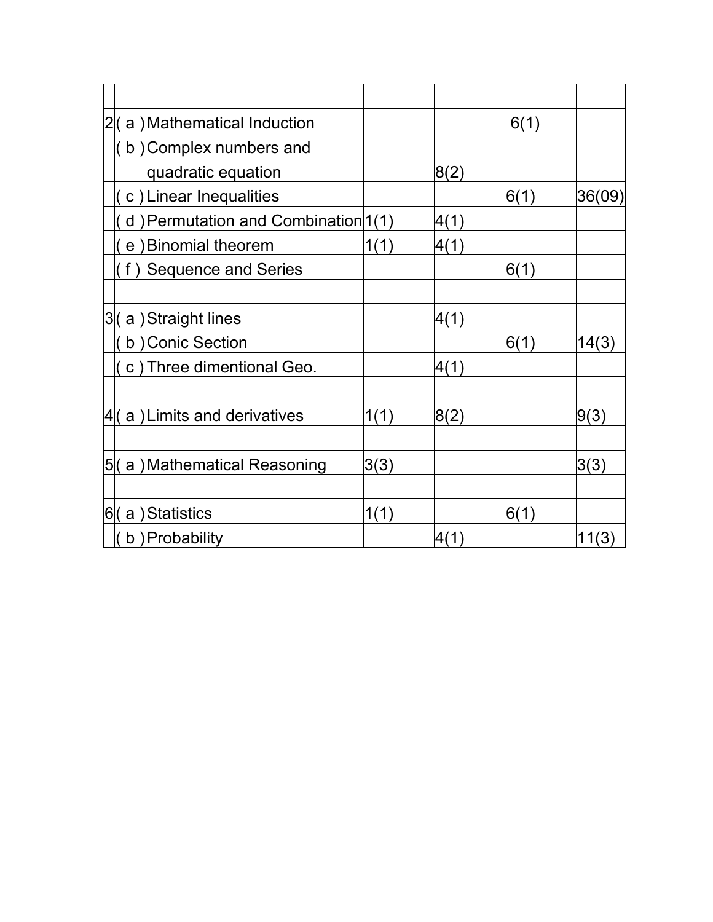| | | | | | | |
|---|---|---|---|---|---|---|
| | | | | | | |
| 2 | ( a ) | Mathematical Induction | | | 6(1) | |
| | ( b ) | Complex numbers and | | | | |
| | | quadratic equation | | 8(2) | | |
| | ( c ) | Linear Inequalities | | | 6(1) | 36(09) |
| | ( d ) | Permutation and Combination | 1(1) | 4(1) | | |
| | ( e ) | Binomial theorem | 1(1) | 4(1) | | |
| | ( f ) | Sequence and Series | | | 6(1) | |
| | | | | | | |
| 3 | ( a ) | Straight lines | | 4(1) | | |
| | ( b ) | Conic Section | | | 6(1) | 14(3) |
| | ( c ) | Three dimentional Geo. | | 4(1) | | |
| | | | | | | |
| 4 | ( a ) | Limits and derivatives | 1(1) | 8(2) | | 9(3) |
| | | | | | | |
| 5 | ( a ) | Mathematical Reasoning | 3(3) | | | 3(3) |
| | | | | | | |
| 6 | ( a ) | Statistics | 1(1) | | 6(1) | |
| | ( b ) | Probability | | 4(1) | | 11(3) |